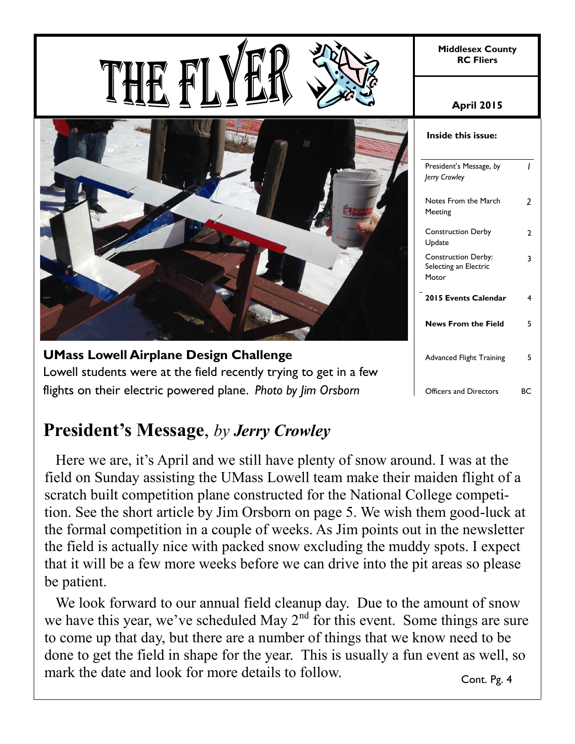# THE FLYER

**Middlesex County RC Fliers**

**April 2015**

**Inside this issue:**

| | |
|---|---|
| President's Message, *by Jerry Crowley* | 1 |
| Notes From the March Meeting | 2 |
| Construction Derby Update | 2 |
| Construction Derby: Selecting an Electric Motor | 3 |
| **2015 Events Calendar** | 4 |
| **News From the Field** | 5 |
| Advanced Flight Training | 5 |
| Officers and Directors | BC |

**UMass Lowell Airplane Design Challenge**

Lowell students were at the field recently trying to get in a few flights on their electric powered plane. *Photo by Jim Orsborn*

## President's Message, *by Jerry Crowley*

Here we are, it's April and we still have plenty of snow around. I was at the field on Sunday assisting the UMass Lowell team make their maiden flight of a scratch built competition plane constructed for the National College competition. See the short article by Jim Orsborn on page 5. We wish them good-luck at the formal competition in a couple of weeks. As Jim points out in the newsletter the field is actually nice with packed snow excluding the muddy spots. I expect that it will be a few more weeks before we can drive into the pit areas so please be patient.

We look forward to our annual field cleanup day. Due to the amount of snow we have this year, we've scheduled May 2nd for this event. Some things are sure to come up that day, but there are a number of things that we know need to be done to get the field in shape for the year. This is usually a fun event as well, so mark the date and look for more details to follow.

Cont. Pg. 4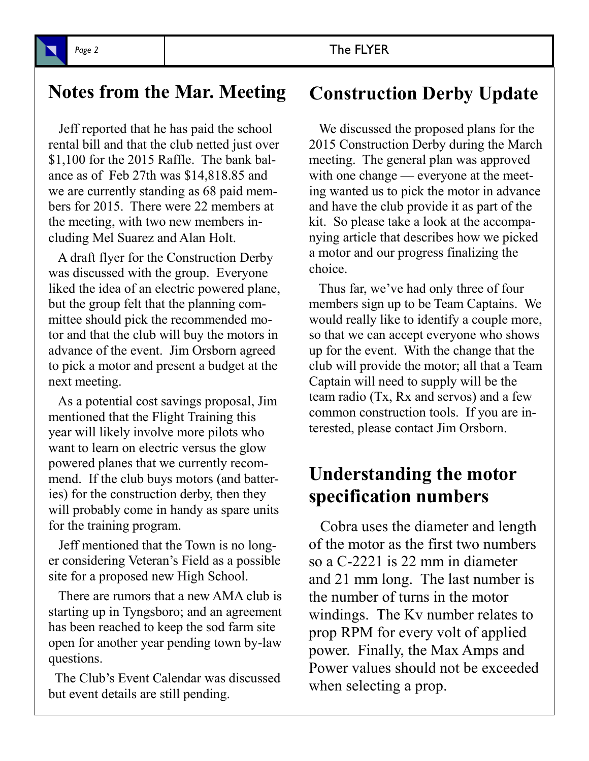## Notes from the Mar. Meeting

Jeff reported that he has paid the school rental bill and that the club netted just over $1,100 for the 2015 Raffle. The bank balance as of Feb 27th was $14,818.85 and we are currently standing as 68 paid members for 2015. There were 22 members at the meeting, with two new members including Mel Suarez and Alan Holt.

A draft flyer for the Construction Derby was discussed with the group. Everyone liked the idea of an electric powered plane, but the group felt that the planning committee should pick the recommended motor and that the club will buy the motors in advance of the event. Jim Orsborn agreed to pick a motor and present a budget at the next meeting.

As a potential cost savings proposal, Jim mentioned that the Flight Training this year will likely involve more pilots who want to learn on electric versus the glow powered planes that we currently recommend. If the club buys motors (and batteries) for the construction derby, then they will probably come in handy as spare units for the training program.

Jeff mentioned that the Town is no longer considering Veteran's Field as a possible site for a proposed new High School.

There are rumors that a new AMA club is starting up in Tyngsboro; and an agreement has been reached to keep the sod farm site open for another year pending town by-law questions.

The Club's Event Calendar was discussed but event details are still pending.

## Construction Derby Update

We discussed the proposed plans for the 2015 Construction Derby during the March meeting. The general plan was approved with one change — everyone at the meeting wanted us to pick the motor in advance and have the club provide it as part of the kit. So please take a look at the accompanying article that describes how we picked a motor and our progress finalizing the choice.

Thus far, we've had only three of four members sign up to be Team Captains. We would really like to identify a couple more, so that we can accept everyone who shows up for the event. With the change that the club will provide the motor; all that a Team Captain will need to supply will be the team radio (Tx, Rx and servos) and a few common construction tools. If you are interested, please contact Jim Orsborn.

## Understanding the motor specification numbers

Cobra uses the diameter and length of the motor as the first two numbers so a C-2221 is 22 mm in diameter and 21 mm long. The last number is the number of turns in the motor windings. The Kv number relates to prop RPM for every volt of applied power. Finally, the Max Amps and Power values should not be exceeded when selecting a prop.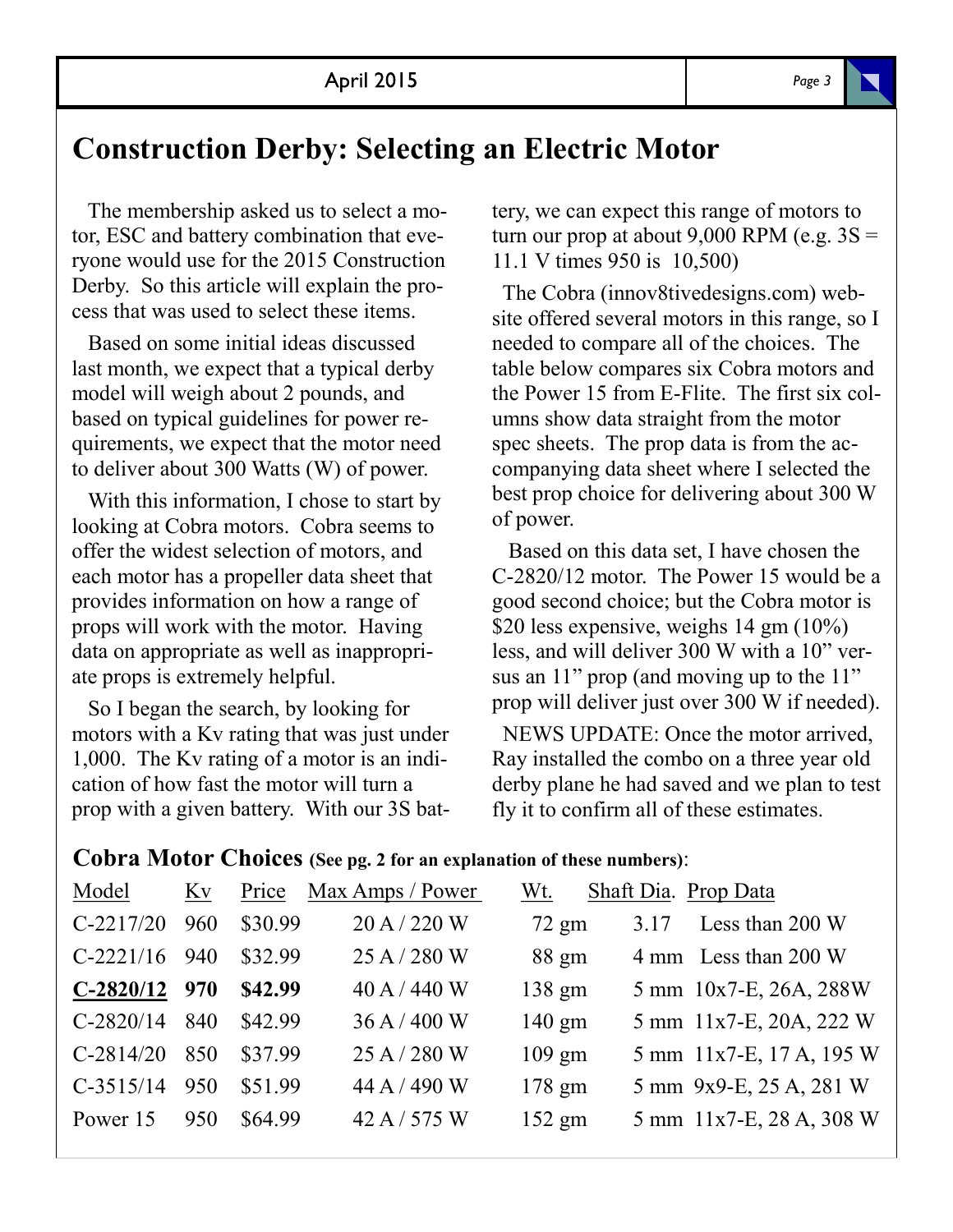# Construction Derby: Selecting an Electric Motor

The membership asked us to select a motor, ESC and battery combination that everyone would use for the 2015 Construction Derby. So this article will explain the process that was used to select these items.

Based on some initial ideas discussed last month, we expect that a typical derby model will weigh about 2 pounds, and based on typical guidelines for power requirements, we expect that the motor need to deliver about 300 Watts (W) of power.

With this information, I chose to start by looking at Cobra motors. Cobra seems to offer the widest selection of motors, and each motor has a propeller data sheet that provides information on how a range of props will work with the motor. Having data on appropriate as well as inappropriate props is extremely helpful.

So I began the search, by looking for motors with a Kv rating that was just under 1,000. The Kv rating of a motor is an indication of how fast the motor will turn a prop with a given battery. With our 3S battery, we can expect this range of motors to turn our prop at about 9,000 RPM (e.g. 3S = 11.1 V times 950 is 10,500)

The Cobra (innov8tivedesigns.com) website offered several motors in this range, so I needed to compare all of the choices. The table below compares six Cobra motors and the Power 15 from E-Flite. The first six columns show data straight from the motor spec sheets. The prop data is from the accompanying data sheet where I selected the best prop choice for delivering about 300 W of power.

Based on this data set, I have chosen the C-2820/12 motor. The Power 15 would be a good second choice; but the Cobra motor is $20 less expensive, weighs 14 gm (10%) less, and will deliver 300 W with a 10" versus an 11" prop (and moving up to the 11" prop will deliver just over 300 W if needed).

NEWS UPDATE: Once the motor arrived, Ray installed the combo on a three year old derby plane he had saved and we plan to test fly it to confirm all of these estimates.

**Cobra Motor Choices** **(See pg. 2 for an explanation of these numbers)**:

| Model | Kv | Price | Max Amps / Power | Wt. | Shaft Dia. | Prop Data |
|---|---|---|---|---|---|---|
| C-2217/20 | 960 | $30.99 | 20 A / 220 W | 72 gm | 3.17 | Less than 200 W |
| C-2221/16 | 940 | $32.99 | 25 A / 280 W | 88 gm | 4 mm | Less than 200 W |
| **C-2820/12** | **970** | **$42.99** | 40 A / 440 W | 138 gm | 5 mm | 10x7-E, 26A, 288W |
| C-2820/14 | 840 | $42.99 | 36 A / 400 W | 140 gm | 5 mm | 11x7-E, 20A, 222 W |
| C-2814/20 | 850 | $37.99 | 25 A / 280 W | 109 gm | 5 mm | 11x7-E, 17 A, 195 W |
| C-3515/14 | 950 | $51.99 | 44 A / 490 W | 178 gm | 5 mm | 9x9-E, 25 A, 281 W |
| Power 15 | 950 | $64.99 | 42 A / 575 W | 152 gm | 5 mm | 11x7-E, 28 A, 308 W |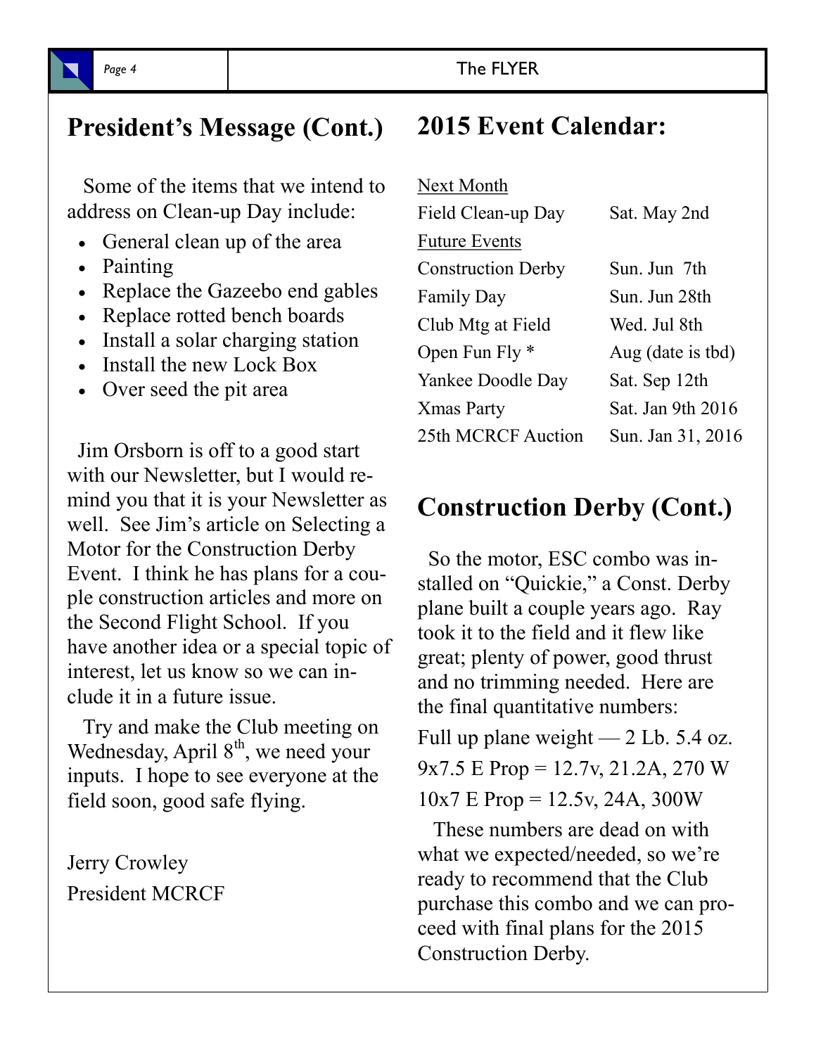## President's Message (Cont.)

Some of the items that we intend to address on Clean-up Day include:

- General clean up of the area
- Painting
- Replace the Gazeebo end gables
- Replace rotted bench boards
- Install a solar charging station
- Install the new Lock Box
- Over seed the pit area

Jim Orsborn is off to a good start with our Newsletter, but I would remind you that it is your Newsletter as well. See Jim's article on Selecting a Motor for the Construction Derby Event. I think he has plans for a couple construction articles and more on the Second Flight School. If you have another idea or a special topic of interest, let us know so we can include it in a future issue.

Try and make the Club meeting on Wednesday, April 8th, we need your inputs. I hope to see everyone at the field soon, good safe flying.

Jerry Crowley
President MCRCF

## 2015 Event Calendar:

Next Month

| | |
|---|---|
| Field Clean-up Day | Sat. May 2nd |

Future Events

| | |
|---|---|
| Construction Derby | Sun. Jun 7th |
| Family Day | Sun. Jun 28th |
| Club Mtg at Field | Wed. Jul 8th |
| Open Fun Fly * | Aug (date is tbd) |
| Yankee Doodle Day | Sat. Sep 12th |
| Xmas Party | Sat. Jan 9th 2016 |
| 25th MCRCF Auction | Sun. Jan 31, 2016 |

## Construction Derby (Cont.)

So the motor, ESC combo was installed on "Quickie," a Const. Derby plane built a couple years ago. Ray took it to the field and it flew like great; plenty of power, good thrust and no trimming needed. Here are the final quantitative numbers:

Full up plane weight — 2 Lb. 5.4 oz.

9x7.5 E Prop = 12.7v, 21.2A, 270 W

10x7 E Prop = 12.5v, 24A, 300W

These numbers are dead on with what we expected/needed, so we're ready to recommend that the Club purchase this combo and we can proceed with final plans for the 2015 Construction Derby.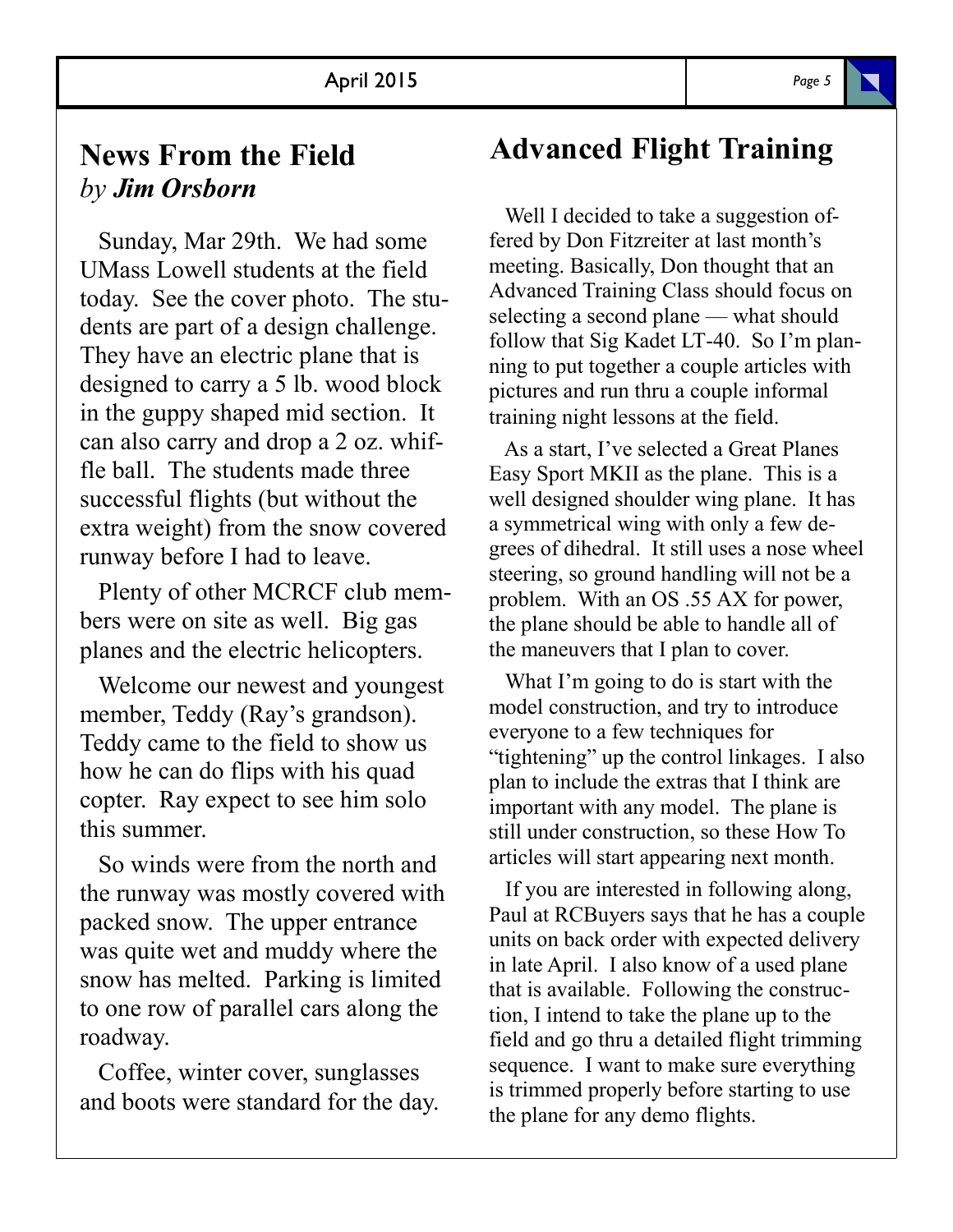## News From the Field

*by **Jim Orsborn***

Sunday, Mar 29th. We had some UMass Lowell students at the field today. See the cover photo. The students are part of a design challenge. They have an electric plane that is designed to carry a 5 lb. wood block in the guppy shaped mid section. It can also carry and drop a 2 oz. whiffle ball. The students made three successful flights (but without the extra weight) from the snow covered runway before I had to leave.

Plenty of other MCRCF club members were on site as well. Big gas planes and the electric helicopters.

Welcome our newest and youngest member, Teddy (Ray's grandson). Teddy came to the field to show us how he can do flips with his quad copter. Ray expect to see him solo this summer.

So winds were from the north and the runway was mostly covered with packed snow. The upper entrance was quite wet and muddy where the snow has melted. Parking is limited to one row of parallel cars along the roadway.

Coffee, winter cover, sunglasses and boots were standard for the day.

## Advanced Flight Training

Well I decided to take a suggestion offered by Don Fitzreiter at last month's meeting. Basically, Don thought that an Advanced Training Class should focus on selecting a second plane — what should follow that Sig Kadet LT-40. So I'm planning to put together a couple articles with pictures and run thru a couple informal training night lessons at the field.

As a start, I've selected a Great Planes Easy Sport MKII as the plane. This is a well designed shoulder wing plane. It has a symmetrical wing with only a few degrees of dihedral. It still uses a nose wheel steering, so ground handling will not be a problem. With an OS .55 AX for power, the plane should be able to handle all of the maneuvers that I plan to cover.

What I'm going to do is start with the model construction, and try to introduce everyone to a few techniques for "tightening" up the control linkages. I also plan to include the extras that I think are important with any model. The plane is still under construction, so these How To articles will start appearing next month.

If you are interested in following along, Paul at RCBuyers says that he has a couple units on back order with expected delivery in late April. I also know of a used plane that is available. Following the construction, I intend to take the plane up to the field and go thru a detailed flight trimming sequence. I want to make sure everything is trimmed properly before starting to use the plane for any demo flights.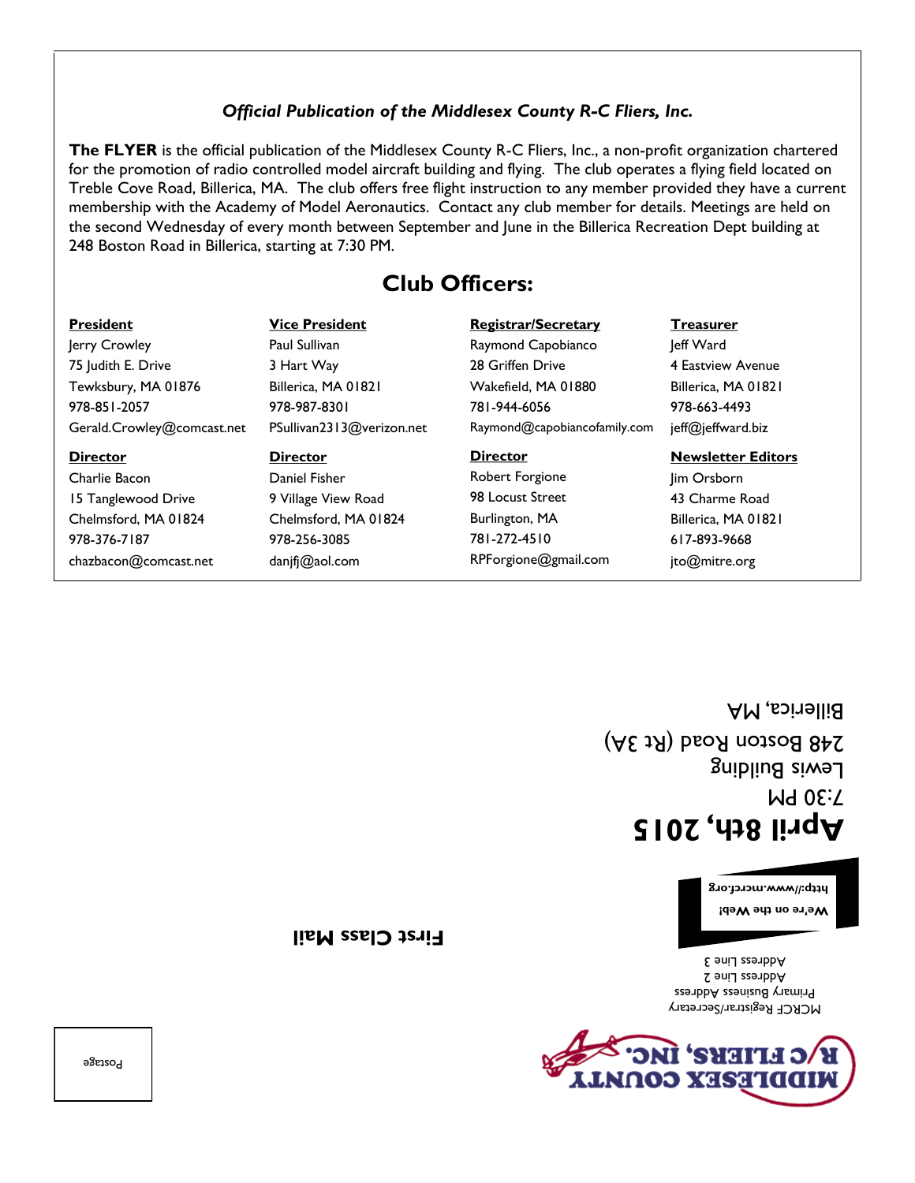*Official Publication of the Middlesex County R-C Fliers, Inc.*

**The FLYER** is the official publication of the Middlesex County R-C Fliers, Inc., a non-profit organization chartered for the promotion of radio controlled model aircraft building and flying. The club operates a flying field located on Treble Cove Road, Billerica, MA. The club offers free flight instruction to any member provided they have a current membership with the Academy of Model Aeronautics. Contact any club member for details. Meetings are held on the second Wednesday of every month between September and June in the Billerica Recreation Dept building at 248 Boston Road in Billerica, starting at 7:30 PM.

## Club Officers:

**President**
Jerry Crowley
75 Judith E. Drive
Tewksbury, MA 01876
978-851-2057
Gerald.Crowley@comcast.net

**Vice President**
Paul Sullivan
3 Hart Way
Billerica, MA 01821
978-987-8301
PSullivan2313@verizon.net

**Registrar/Secretary**
Raymond Capobianco
28 Griffen Drive
Wakefield, MA 01880
781-944-6056
Raymond@capobiancofamily.com

**Treasurer**
Jeff Ward
4 Eastview Avenue
Billerica, MA 01821
978-663-4493
jeff@jeffward.biz

**Director**
Charlie Bacon
15 Tanglewood Drive
Chelmsford, MA 01824
978-376-7187
chazbacon@comcast.net

**Director**
Daniel Fisher
9 Village View Road
Chelmsford, MA 01824
978-256-3085
danjfj@aol.com

**Director**
Robert Forgione
98 Locust Street
Burlington, MA
781-272-4510
RPForgione@gmail.com

**Newsletter Editors**
Jim Orsborn
43 Charme Road
Billerica, MA 01821
617-893-9668
jto@mitre.org

MIDDLESEX COUNTY R/C FLIERS, INC.

MCRCF Registrar/Secretary
Primary Business Address
Address Line 2
Address Line 3

**We're on the Web!**
**http://www.mcrcf.org**

**April 8th, 2015**
7:30 PM
Lewis Building
248 Boston Road (Rt 3A)
Billerica, MA

**First Class Mail**

Postage